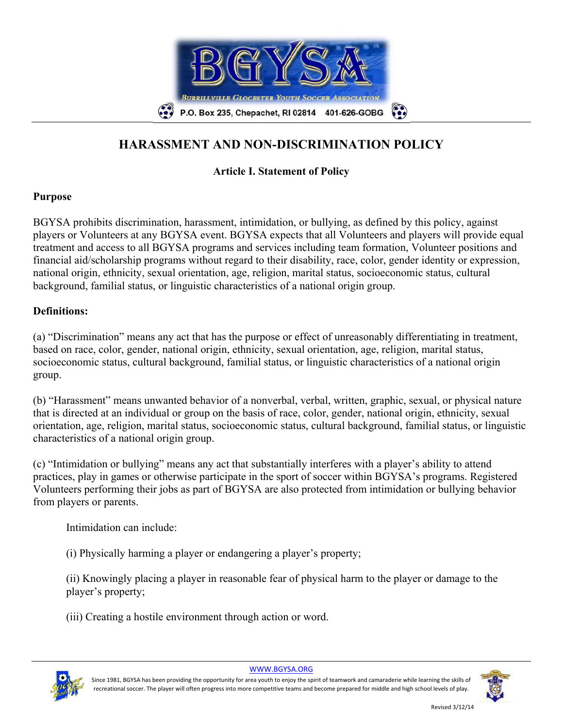# HARASSMENT AND NON-DISCRIMINATION POLICY

## Article I. Statement of Policy

### Purpose

BGYSA prohibits discrimination, harassment, intimidation, or bullying, as defined by this policy, against players or Volunteers at any BGYSA event. BGYSA expects that all Volunteers and players will provide equal treatment and access to all BGYSA programs and services including team formation, Volunteer positions and financial aid/scholarship programs without regard to their disability, race, color, gender identity or expression, national origin, ethnicity, sexual orientation, age, religion, marital status, socioeconomic status, cultural background, familial status, or linguistic characteristics of a national origin group.

### Definitions:

(a) "Discrimination" means any act that has the purpose or effect of unreasonably differentiating in treatment, based on race, color, gender, national origin, ethnicity, sexual orientation, age, religion, marital status, socioeconomic status, cultural background, familial status, or linguistic characteristics of a national origin group.

(b) "Harassment" means unwanted behavior of a nonverbal, verbal, written, graphic, sexual, or physical nature that is directed at an individual or group on the basis of race, color, gender, national origin, ethnicity, sexual orientation, age, religion, marital status, socioeconomic status, cultural background, familial status, or linguistic characteristics of a national origin group.

(c) "Intimidation or bullying" means any act that substantially interferes with a player's ability to attend practices, play in games or otherwise participate in the sport of soccer within BGYSA's programs. Registered Volunteers performing their jobs as part of BGYSA are also protected from intimidation or bullying behavior from players or parents.

Intimidation can include:

(i) Physically harming a player or endangering a player's property;

(ii) Knowingly placing a player in reasonable fear of physical harm to the player or damage to the player's property;

(iii) Creating a hostile environment through action or word.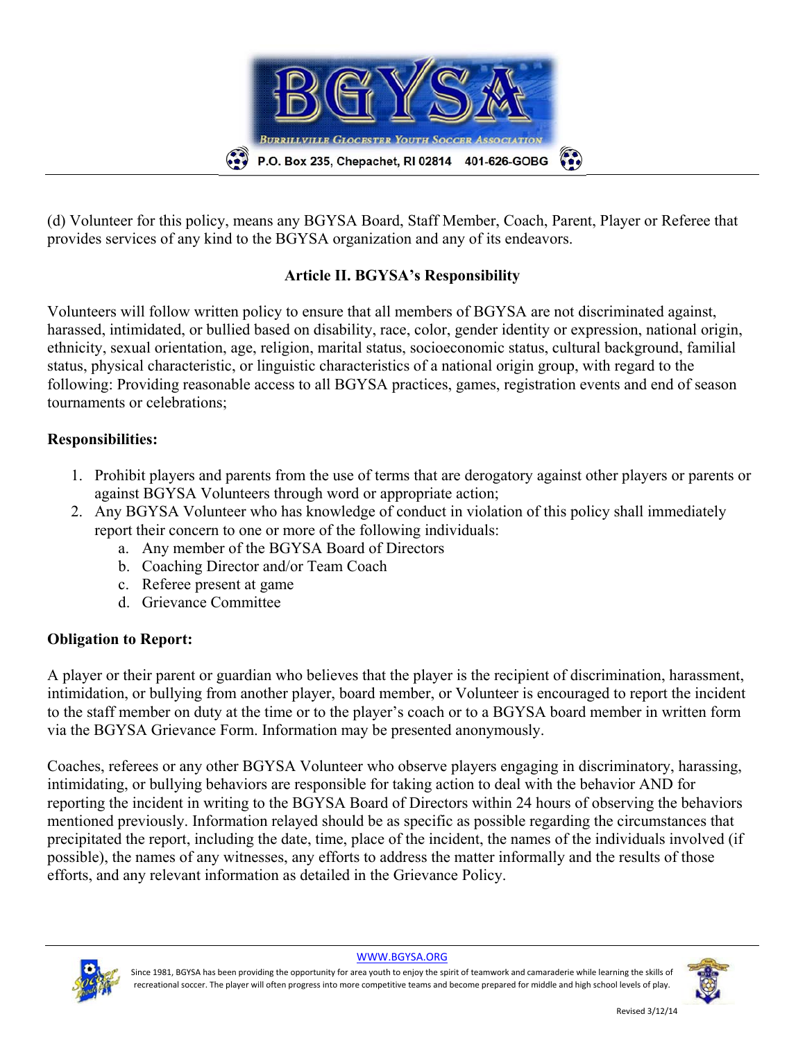(d) Volunteer for this policy, means any BGYSA Board, Staff Member, Coach, Parent, Player or Referee that provides services of any kind to the BGYSA organization and any of its endeavors.

## Article II. BGYSA's Responsibility

Volunteers will follow written policy to ensure that all members of BGYSA are not discriminated against, harassed, intimidated, or bullied based on disability, race, color, gender identity or expression, national origin, ethnicity, sexual orientation, age, religion, marital status, socioeconomic status, cultural background, familial status, physical characteristic, or linguistic characteristics of a national origin group, with regard to the following: Providing reasonable access to all BGYSA practices, games, registration events and end of season tournaments or celebrations;

**Responsibilities:**

1. Prohibit players and parents from the use of terms that are derogatory against other players or parents or against BGYSA Volunteers through word or appropriate action;
2. Any BGYSA Volunteer who has knowledge of conduct in violation of this policy shall immediately report their concern to one or more of the following individuals:
   a. Any member of the BGYSA Board of Directors
   b. Coaching Director and/or Team Coach
   c. Referee present at game
   d. Grievance Committee

**Obligation to Report:**

A player or their parent or guardian who believes that the player is the recipient of discrimination, harassment, intimidation, or bullying from another player, board member, or Volunteer is encouraged to report the incident to the staff member on duty at the time or to the player's coach or to a BGYSA board member in written form via the BGYSA Grievance Form. Information may be presented anonymously.

Coaches, referees or any other BGYSA Volunteer who observe players engaging in discriminatory, harassing, intimidating, or bullying behaviors are responsible for taking action to deal with the behavior AND for reporting the incident in writing to the BGYSA Board of Directors within 24 hours of observing the behaviors mentioned previously. Information relayed should be as specific as possible regarding the circumstances that precipitated the report, including the date, time, place of the incident, the names of the individuals involved (if possible), the names of any witnesses, any efforts to address the matter informally and the results of those efforts, and any relevant information as detailed in the Grievance Policy.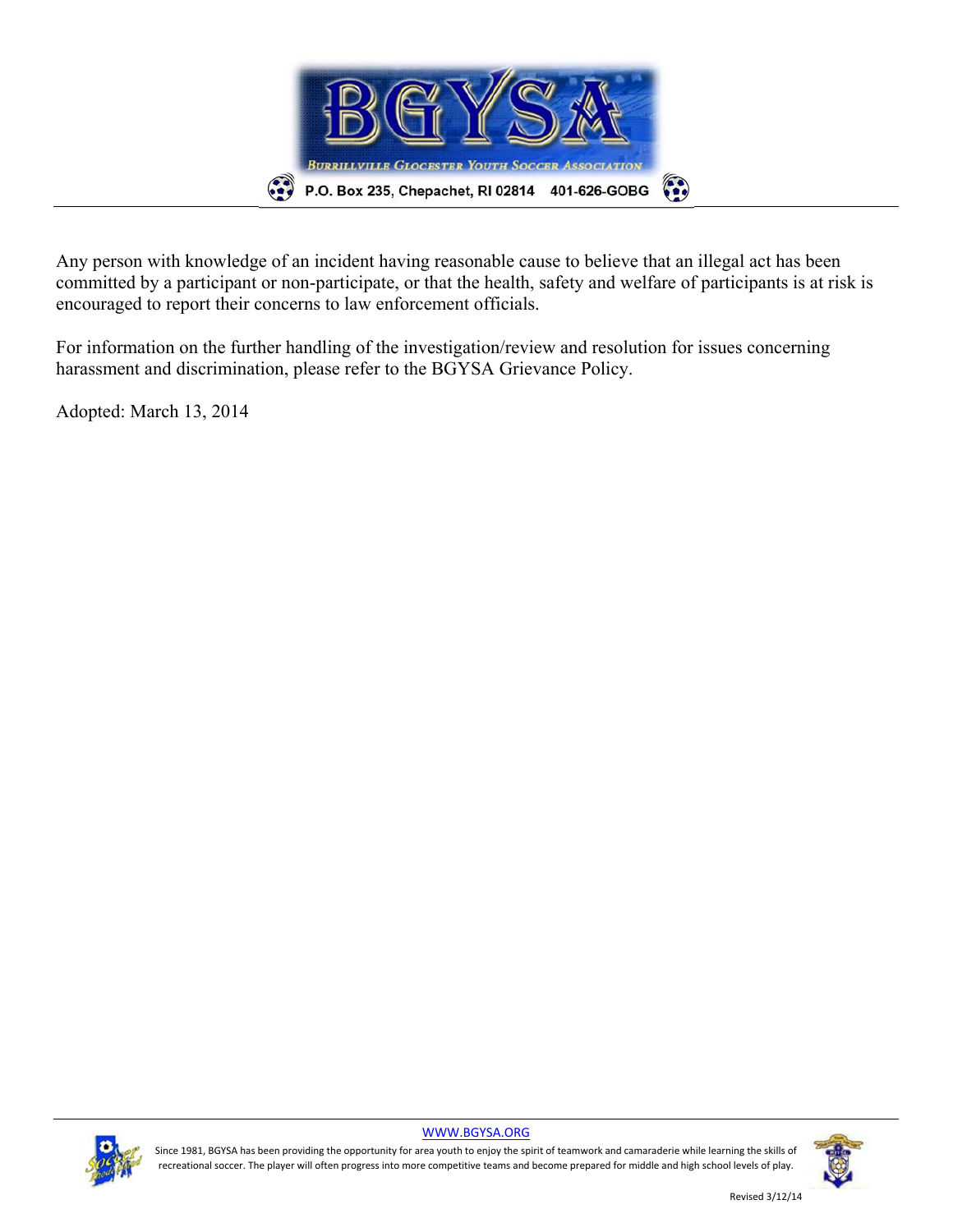Any person with knowledge of an incident having reasonable cause to believe that an illegal act has been committed by a participant or non-participate, or that the health, safety and welfare of participants is at risk is encouraged to report their concerns to law enforcement officials.

For information on the further handling of the investigation/review and resolution for issues concerning harassment and discrimination, please refer to the BGYSA Grievance Policy.

Adopted: March 13, 2014